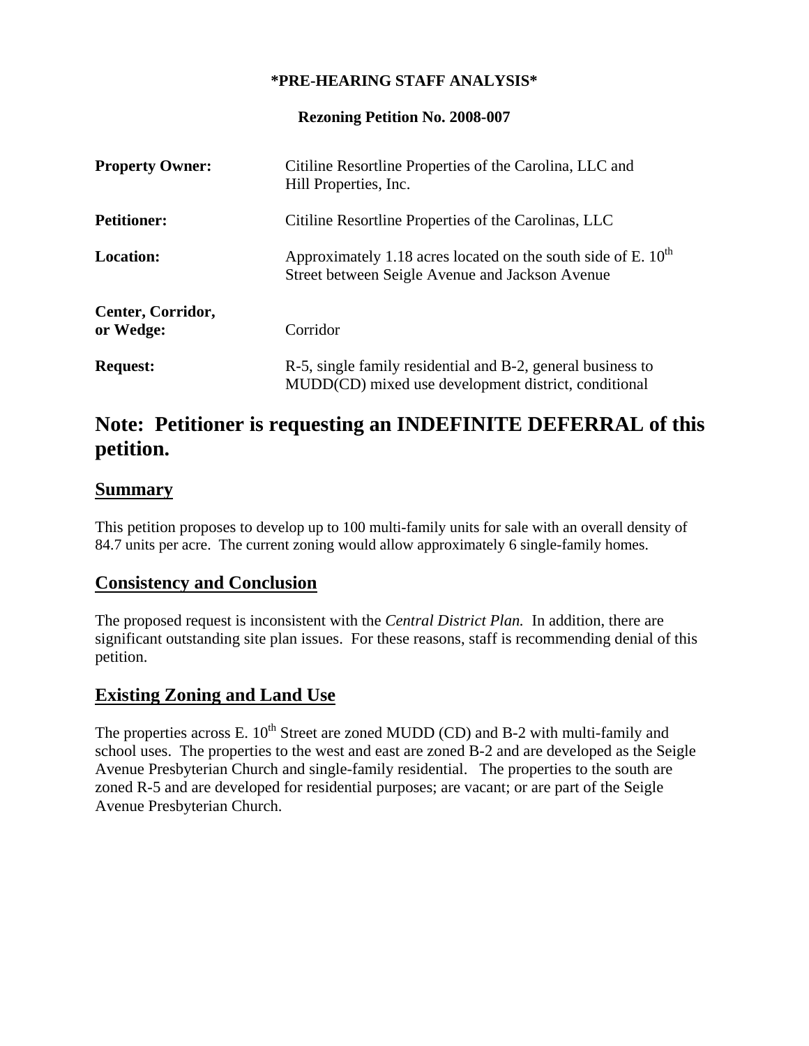**\*PRE-HEARING STAFF ANALYSIS\***

**Rezoning Petition No. 2008-007**

| | |
|---|---|
| **Property Owner:** | Citiline Resortline Properties of the Carolina, LLC and Hill Properties, Inc. |
| **Petitioner:** | Citiline Resortline Properties of the Carolinas, LLC |
| **Location:** | Approximately 1.18 acres located on the south side of E. 10th Street between Seigle Avenue and Jackson Avenue |
| **Center, Corridor, or Wedge:** | Corridor |
| **Request:** | R-5, single family residential and B-2, general business to MUDD(CD) mixed use development district, conditional |

# Note: Petitioner is requesting an INDEFINITE DEFERRAL of this petition.

## Summary

This petition proposes to develop up to 100 multi-family units for sale with an overall density of 84.7 units per acre. The current zoning would allow approximately 6 single-family homes.

## Consistency and Conclusion

The proposed request is inconsistent with the *Central District Plan.* In addition, there are significant outstanding site plan issues. For these reasons, staff is recommending denial of this petition.

## Existing Zoning and Land Use

The properties across E. 10th Street are zoned MUDD (CD) and B-2 with multi-family and school uses. The properties to the west and east are zoned B-2 and are developed as the Seigle Avenue Presbyterian Church and single-family residential. The properties to the south are zoned R-5 and are developed for residential purposes; are vacant; or are part of the Seigle Avenue Presbyterian Church.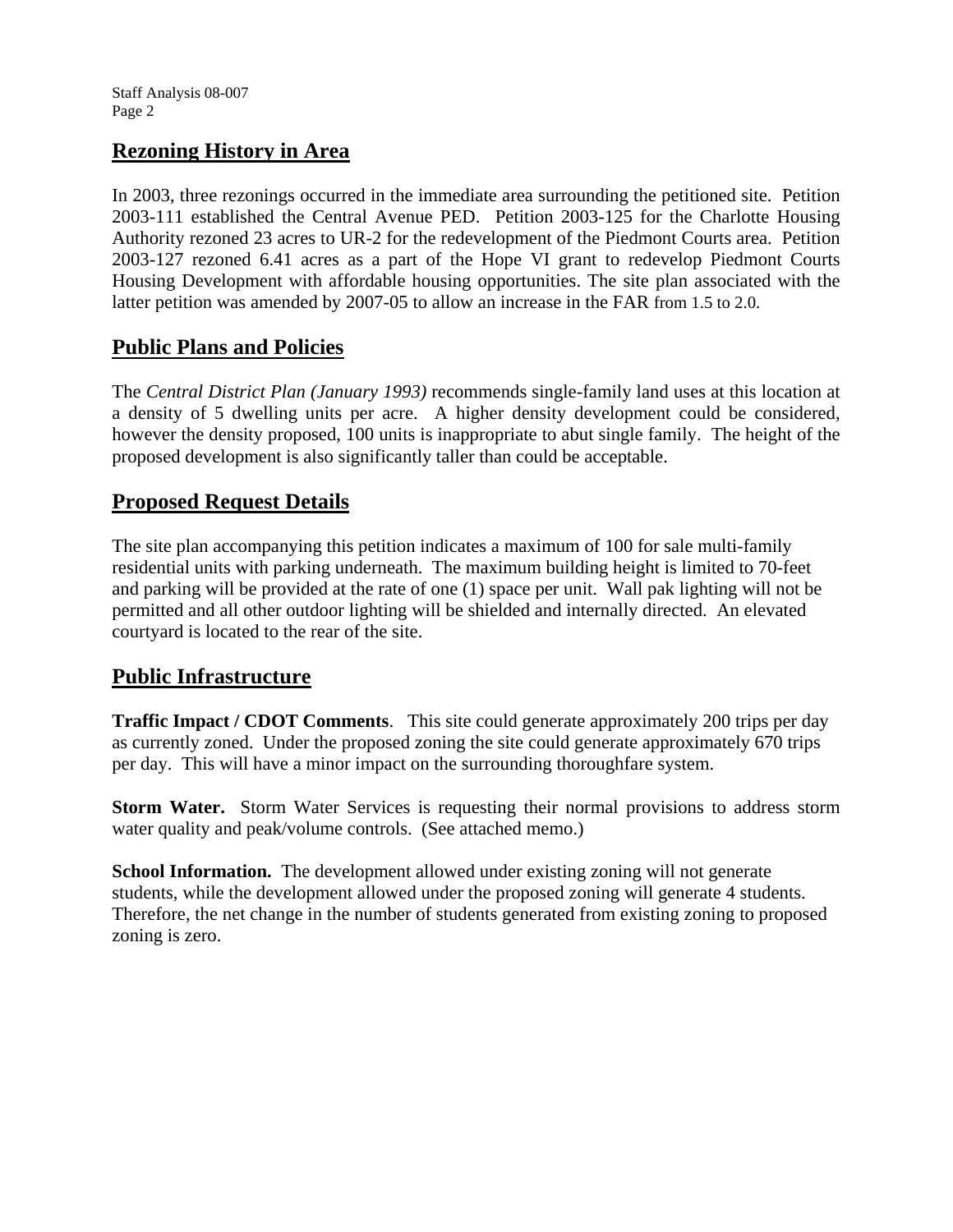## Rezoning History in Area

In 2003, three rezonings occurred in the immediate area surrounding the petitioned site. Petition 2003-111 established the Central Avenue PED. Petition 2003-125 for the Charlotte Housing Authority rezoned 23 acres to UR-2 for the redevelopment of the Piedmont Courts area. Petition 2003-127 rezoned 6.41 acres as a part of the Hope VI grant to redevelop Piedmont Courts Housing Development with affordable housing opportunities. The site plan associated with the latter petition was amended by 2007-05 to allow an increase in the FAR from 1.5 to 2.0.

## Public Plans and Policies

The *Central District Plan (January 1993)* recommends single-family land uses at this location at a density of 5 dwelling units per acre. A higher density development could be considered, however the density proposed, 100 units is inappropriate to abut single family. The height of the proposed development is also significantly taller than could be acceptable.

## Proposed Request Details

The site plan accompanying this petition indicates a maximum of 100 for sale multi-family residential units with parking underneath. The maximum building height is limited to 70-feet and parking will be provided at the rate of one (1) space per unit. Wall pak lighting will not be permitted and all other outdoor lighting will be shielded and internally directed. An elevated courtyard is located to the rear of the site.

## Public Infrastructure

**Traffic Impact / CDOT Comments**. This site could generate approximately 200 trips per day as currently zoned. Under the proposed zoning the site could generate approximately 670 trips per day. This will have a minor impact on the surrounding thoroughfare system.

**Storm Water.** Storm Water Services is requesting their normal provisions to address storm water quality and peak/volume controls. (See attached memo.)

**School Information.** The development allowed under existing zoning will not generate students, while the development allowed under the proposed zoning will generate 4 students. Therefore, the net change in the number of students generated from existing zoning to proposed zoning is zero.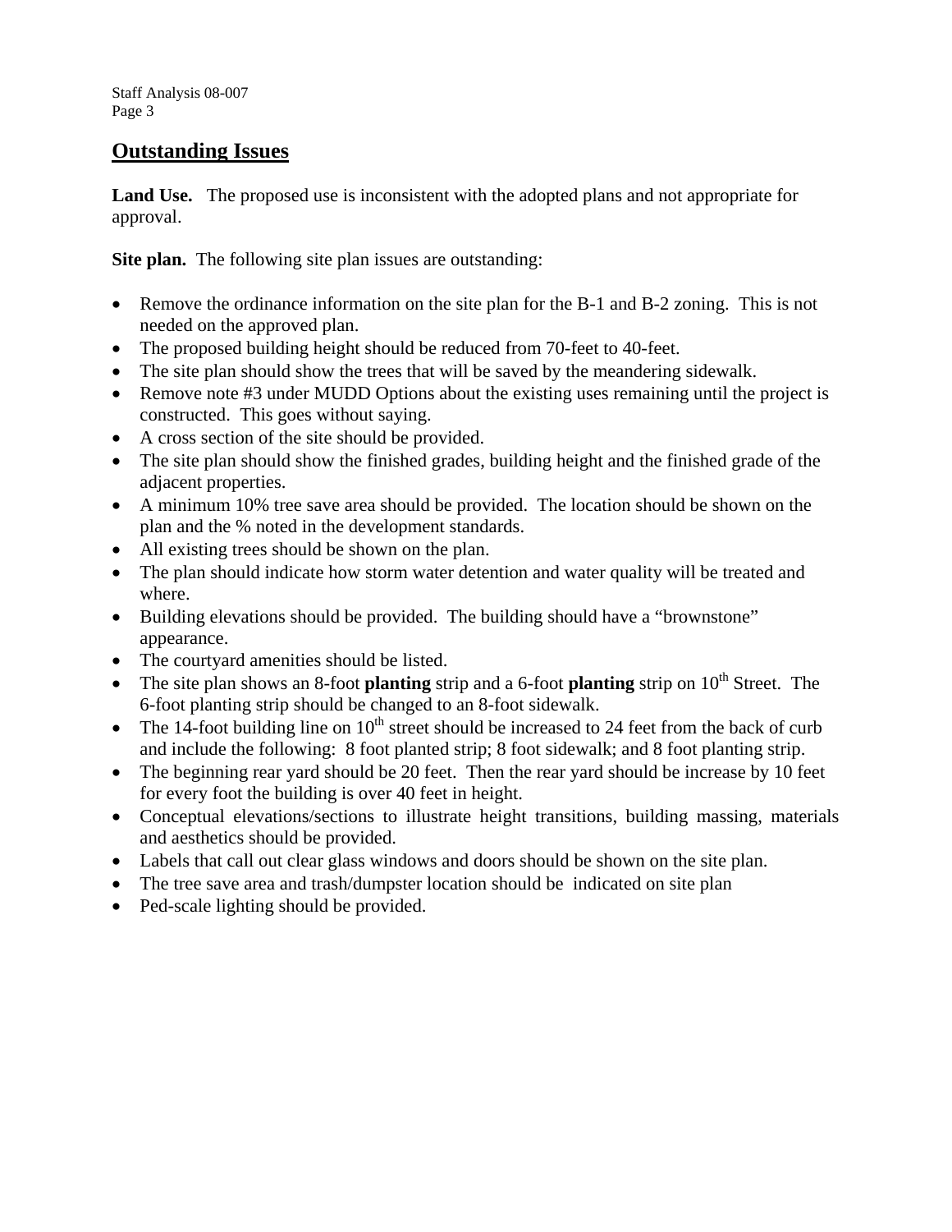## Outstanding Issues

**Land Use.** The proposed use is inconsistent with the adopted plans and not appropriate for approval.

**Site plan.** The following site plan issues are outstanding:

- Remove the ordinance information on the site plan for the B-1 and B-2 zoning. This is not needed on the approved plan.
- The proposed building height should be reduced from 70-feet to 40-feet.
- The site plan should show the trees that will be saved by the meandering sidewalk.
- Remove note #3 under MUDD Options about the existing uses remaining until the project is constructed. This goes without saying.
- A cross section of the site should be provided.
- The site plan should show the finished grades, building height and the finished grade of the adjacent properties.
- A minimum 10% tree save area should be provided. The location should be shown on the plan and the % noted in the development standards.
- All existing trees should be shown on the plan.
- The plan should indicate how storm water detention and water quality will be treated and where.
- Building elevations should be provided. The building should have a "brownstone" appearance.
- The courtyard amenities should be listed.
- The site plan shows an 8-foot **planting** strip and a 6-foot **planting** strip on 10th Street. The 6-foot planting strip should be changed to an 8-foot sidewalk.
- The 14-foot building line on 10th street should be increased to 24 feet from the back of curb and include the following: 8 foot planted strip; 8 foot sidewalk; and 8 foot planting strip.
- The beginning rear yard should be 20 feet. Then the rear yard should be increase by 10 feet for every foot the building is over 40 feet in height.
- Conceptual elevations/sections to illustrate height transitions, building massing, materials and aesthetics should be provided.
- Labels that call out clear glass windows and doors should be shown on the site plan.
- The tree save area and trash/dumpster location should be indicated on site plan
- Ped-scale lighting should be provided.